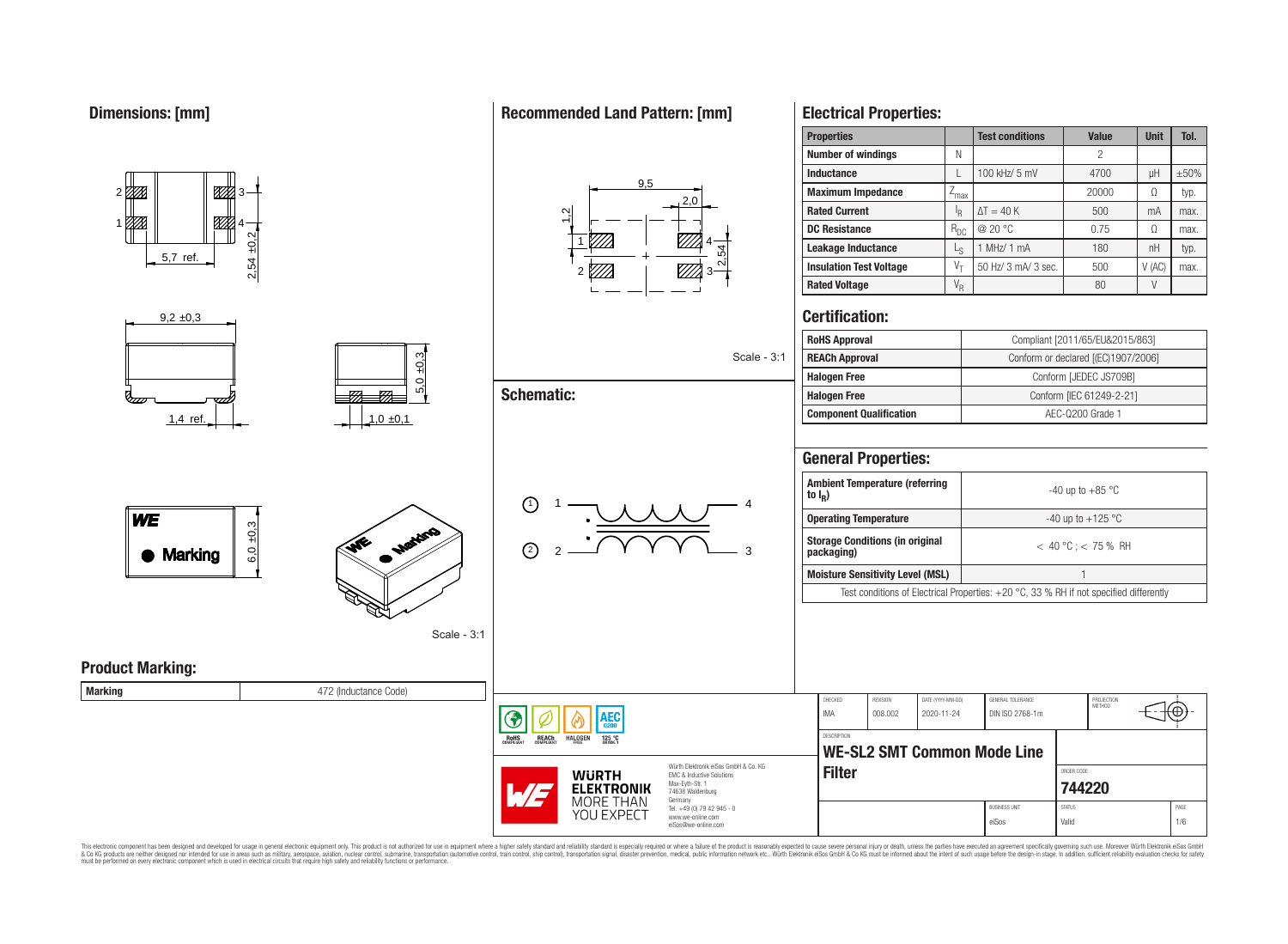## Dimensions: [mm]

5,7 ref.

2,54 ±0,2

9,2 ±0,3

1,4 ref.

5,0 ±0,3

1,0 ±0,1

6,0 ±0,3

Marking

Scale - 3:1

## Recommended Land Pattern: [mm]

9,5

2,0

1,2

2,54

Scale - 3:1

## Schematic:

## Electrical Properties:

| Properties | | Test conditions | Value | Unit | Tol. |
|---|---|---|---|---|---|
| Number of windings | N | | 2 | | |
| Inductance | L | 100 kHz/ 5 mV | 4700 | µH | ±50% |
| Maximum Impedance | $Z_{max}$ | | 20000 | Ω | typ. |
| Rated Current | $I_R$ | ΔT = 40 K | 500 | mA | max. |
| DC Resistance | $R_{DC}$ | @ 20 °C | 0.75 | Ω | max. |
| Leakage Inductance | $L_S$ | 1 MHz/ 1 mA | 180 | nH | typ. |
| Insulation Test Voltage | $V_T$ | 50 Hz/ 3 mA/ 3 sec. | 500 | V (AC) | max. |
| Rated Voltage | $V_R$ | | 80 | V | |

## Certification:

| | |
|---|---|
| RoHS Approval | Compliant [2011/65/EU&2015/863] |
| REACh Approval | Conform or declared [(EC)1907/2006] |
| Halogen Free | Conform [JEDEC JS709B] |
| Halogen Free | Conform [IEC 61249-2-21] |
| Component Qualification | AEC-Q200 Grade 1 |

## General Properties:

| | |
|---|---|
| Ambient Temperature (referring to $I_R$) | -40 up to +85 °C |
| Operating Temperature | -40 up to +125 °C |
| Storage Conditions (in original packaging) | < 40 °C ; < 75 % RH |
| Moisture Sensitivity Level (MSL) | 1 |

Test conditions of Electrical Properties: +20 °C, 33 % RH if not specified differently

## Product Marking:

| Marking | 472 (Inductance Code) |
|---|---|

| CHECKED | REVISION | DATE (YYYY-MM-DD) | GENERAL TOLERANCE | PROJECTION METHOD |
|---|---|---|---|---|
| IMA | 008.002 | 2020-11-24 | DIN ISO 2768-1m | |

DESCRIPTION

**WE-SL2 SMT Common Mode Line Filter**

ORDER CODE: **744220**

BUSINESS UNIT: eiSos | STATUS: Valid | PAGE: 1/6

Würth Elektronik eiSos GmbH & Co. KG
EMC & Inductive Solutions
Max-Eyth-Str. 1
74638 Waldenburg
Germany
Tel. +49 (0) 79 42 945 - 0
www.we-online.com
eiSos@we-online.com

This electronic component has been designed and developed for usage in general electronic equipment only. This product is not authorized for use in equipment where a higher safety standard and reliability standard is especially required or where a failure of the product is reasonably expected to cause severe personal injury or death, unless the parties have executed an agreement specifically governing such use. Moreover Würth Elektronik eiSos GmbH & Co KG products are neither designed nor intended for use in areas such as military, aerospace, aviation, nuclear control, submarine, transportation (automotive control, train control, ship control), transportation signal, disaster prevention, medical, public information network etc.. Würth Elektronik eiSos GmbH & Co KG must be informed about the intent of such usage before the design-in stage. In addition, sufficient reliability evaluation checks for safety must be performed on every electronic component which is used in electrical circuits that require high safety and reliability functions or performance.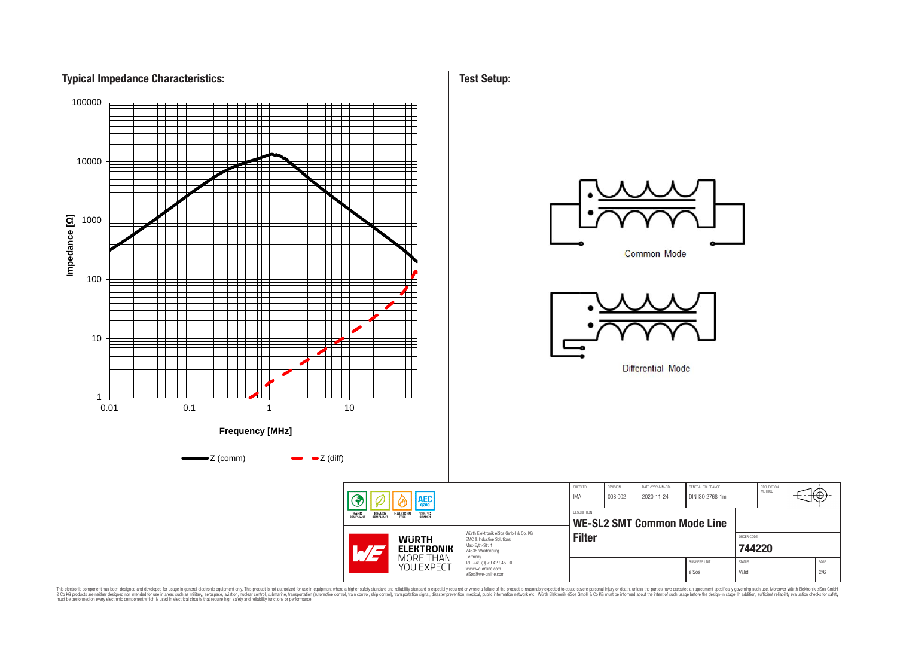## Typical Impedance Characteristics:

Impedance [Ω]

100000
10000
1000
100
10
1

0.01 0.1 1 10

Frequency [MHz]

Z (comm) Z (diff)

## Test Setup:

Common Mode

Differential Mode

| CHECKED | REVISION | DATE (YYYY-MM-DD) | GENERAL TOLERANCE | PROJECTION METHOD |
|---|---|---|---|---|
| IMA | 008.002 | 2020-11-24 | DIN ISO 2768-1m | |

DESCRIPTION

**WE-SL2 SMT Common Mode Line Filter**

ORDER CODE

**744220**

| BUSINESS UNIT | STATUS | PAGE |
|---|---|---|
| eiSos | Valid | 2/6 |

RoHS COMPLIANT | REACh COMPLIANT | HALOGEN FREE | AEC Q200 | 125 °C

WÜRTH ELEKTRONIK MORE THAN YOU EXPECT

Würth Elektronik eiSos GmbH & Co. KG
EMC & Inductive Solutions
Max-Eyth-Str. 1
74638 Waldenburg
Germany
Tel. +49 (0) 79 42 945 - 0
www.we-online.com
eiSos@we-online.com

This electronic component has been designed and developed for usage in general electronic equipment only. This product is not authorized for use in equipment where a higher safety standard and reliability standard is especially required or where a failure of the product is reasonably expected to cause severe personal injury or death, unless the parties have executed an agreement specifically governing such use. Moreover Würth Elektronik eiSos GmbH & Co KG products are neither designed nor intended for use in areas such as military, aerospace, aviation, nuclear control, submarine, transportation (automotive control, train control, ship control), transportation signal, disaster prevention, medical, public information network etc.. Würth Elektronik eiSos GmbH & Co KG must be informed about the intent of such usage before the design-in stage. In addition, sufficient reliability evaluation checks for safety must be performed on every electronic component which is used in electrical circuits that require high safety and reliability functions or performance.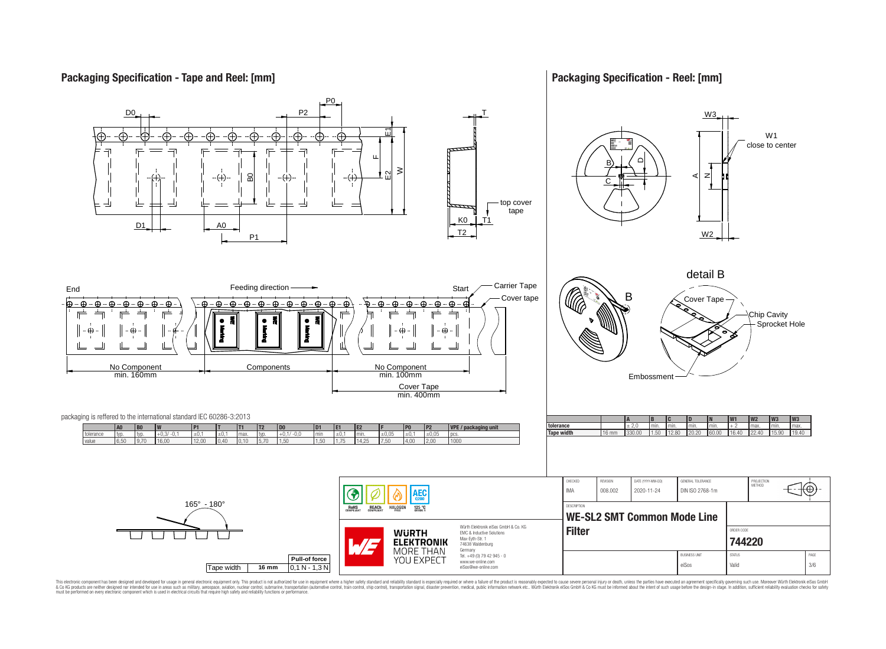## Packaging Specification - Tape and Reel: [mm]

Feeding direction

End | Start | Carrier Tape | Cover tape

No Component min. 160mm | Components | No Component min. 100mm | Cover Tape min. 400mm

top cover tape

packaging is reffered to the international standard IEC 60286-3:2013

| | A0 | B0 | W | P1 | T | T1 | T2 | D0 | D1 | E1 | E2 | F | P0 | P2 | VPE / packaging unit |
|---|---|---|---|---|---|---|---|---|---|---|---|---|---|---|---|
| tolerance | typ. | typ. | +0,3/ -0,1 | ±0,1 | ±0,1 | max. | typ. | +0,1/ -0,0 | min | ±0,1 | min. | ±0,05 | ±0,1 | ±0,05 | pcs. |
| value | 6,50 | 9,70 | 16,00 | 12,00 | 0,40 | 0,10 | 5,70 | 1,50 | 1,50 | 1,75 | 14,25 | 7,50 | 4,00 | 2,00 | 1000 |

165° - 180°

| Tape width | 16 mm | Pull-of force 0,1 N - 1,3 N |
|---|---|---|

## Packaging Specification - Reel: [mm]

W1 close to center

detail B

Cover Tape, Chip Cavity, Sprocket Hole, Embossment

| | | A | B | C | D | N | W1 | W2 | W3 | W3 |
|---|---|---|---|---|---|---|---|---|---|---|
| tolerance | | ± 2,0 | min. | min. | min. | min. | + 2 | max. | min. | max. |
| Tape width | 16 mm | 330.00 | 1.50 | 12.80 | 20.20 | 60.00 | 16.40 | 22.40 | 15.90 | 19.40 |

RoHS COMPLIANT | REACh COMPLIANT | HALOGEN FREE | 125 °C GRADE 1 | AEC Q200

Würth Elektronik eiSos GmbH & Co. KG
EMC & Inductive Solutions
Max-Eyth-Str. 1
74638 Waldenburg
Germany
Tel. +49 (0) 79 42 945 - 0
www.we-online.com
eiSos@we-online.com

| CHECKED | REVISION | DATE (YYYY-MM-DD) | GENERAL TOLERANCE | PROJECTION METHOD |
|---|---|---|---|---|
| IMA | 008.002 | 2020-11-24 | DIN ISO 2768-1m | |

DESCRIPTION: **WE-SL2 SMT Common Mode Line Filter**

ORDER CODE: **744220**

BUSINESS UNIT: eiSos | STATUS: Valid | PAGE: 3/6

This electronic component has been designed and developed for usage in general electronic equipment only. This product is not authorized for use in equipment where a higher safety standard and reliability standard is especially required or where a failure of the product is reasonably expected to cause severe personal injury or death, unless the parties have executed an agreement specifically governing such use. Moreover Würth Elektronik eiSos GmbH & Co KG products are neither designed nor intended for use in areas such as military, aerospace, aviation, nuclear control, submarine, transportation (automotive control, train control, ship control), transportation signal, disaster prevention, medical, public information network etc.. Würth Elektronik eiSos GmbH & Co KG must be informed about the intent of such usage before the design-in stage. In addition, sufficient reliability evaluation checks for safety must be performed on every electronic component which is used in electrical circuits that require high safety and reliability functions or performance.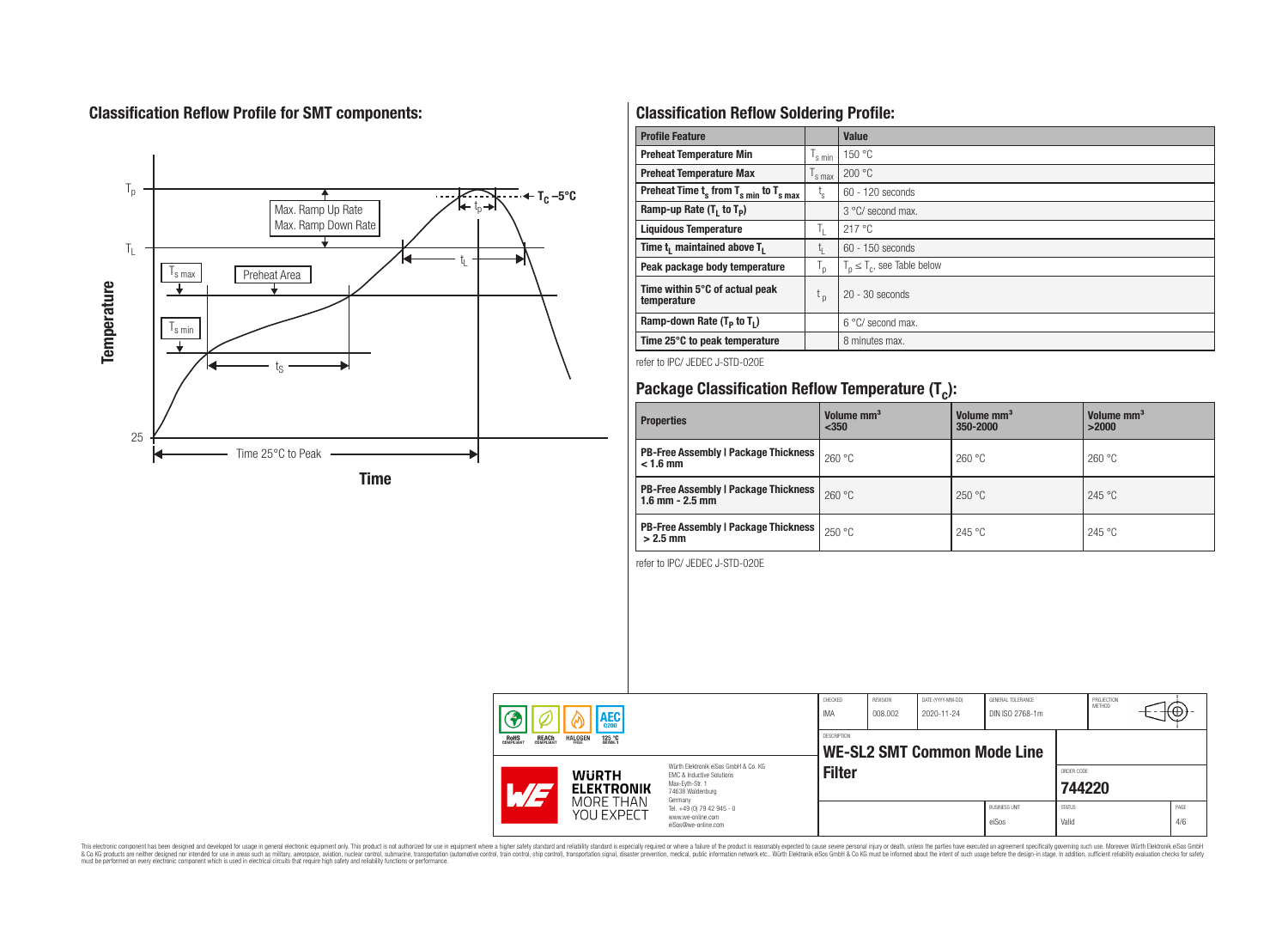## Classification Reflow Profile for SMT components:

## Classification Reflow Soldering Profile:

| Profile Feature | | Value |
|---|---|---|
| Preheat Temperature Min | $T_{s\,min}$ | 150 °C |
| Preheat Temperature Max | $T_{s\,max}$ | 200 °C |
| Preheat Time $t_s$ from $T_{s\,min}$ to $T_{s\,max}$ | $t_s$ | 60 - 120 seconds |
| Ramp-up Rate ($T_L$ to $T_P$) | | 3 °C/ second max. |
| Liquidous Temperature | $T_L$ | 217 °C |
| Time $t_L$ maintained above $T_L$ | $t_L$ | 60 - 150 seconds |
| Peak package body temperature | $T_p$ | $T_p \leq T_c$, see Table below |
| Time within 5°C of actual peak temperature | $t_p$ | 20 - 30 seconds |
| Ramp-down Rate ($T_P$ to $T_L$) | | 6 °C/ second max. |
| Time 25°C to peak temperature | | 8 minutes max. |

refer to IPC/ JEDEC J-STD-020E

## Package Classification Reflow Temperature ($T_c$):

| Properties | Volume mm³ <350 | Volume mm³ 350-2000 | Volume mm³ >2000 |
|---|---|---|---|
| PB-Free Assembly \| Package Thickness < 1.6 mm | 260 °C | 260 °C | 260 °C |
| PB-Free Assembly \| Package Thickness 1.6 mm - 2.5 mm | 260 °C | 250 °C | 245 °C |
| PB-Free Assembly \| Package Thickness > 2.5 mm | 250 °C | 245 °C | 245 °C |

refer to IPC/ JEDEC J-STD-020E

| CHECKED | REVISION | DATE (YYYY-MM-DD) | GENERAL TOLERANCE | PROJECTION METHOD |
|---|---|---|---|---|
| IMA | 008.002 | 2020-11-24 | DIN ISO 2768-1m | |

DESCRIPTION: **WE-SL2 SMT Common Mode Line Filter**

ORDER CODE: **744220**

BUSINESS UNIT: eiSos | STATUS: Valid | PAGE: 4/6

Würth Elektronik eiSos GmbH & Co. KG
EMC & Inductive Solutions
Max-Eyth-Str. 1
74638 Waldenburg
Germany
Tel. +49 (0) 79 42 945 - 0
www.we-online.com
eiSos@we-online.com

This electronic component has been designed and developed for usage in general electronic equipment only. This product is not authorized for use in equipment where a higher safety standard and reliability standard is especially required or where a failure of the product is reasonably expected to cause severe personal injury or death, unless the parties have executed an agreement specifically governing such use. Moreover Würth Elektronik eiSos GmbH & Co KG products are neither designed nor intended for use in areas such as military, aerospace, aviation, nuclear control, submarine, transportation (automotive control, train control, ship control), transportation signal, disaster prevention, medical, public information network etc.. Würth Elektronik eiSos GmbH & Co KG must be informed about the intent of such usage before the design-in stage. In addition, sufficient reliability evaluation checks for safety must be performed on every electronic component which is used in electrical circuits that require high safety and reliability functions or performance.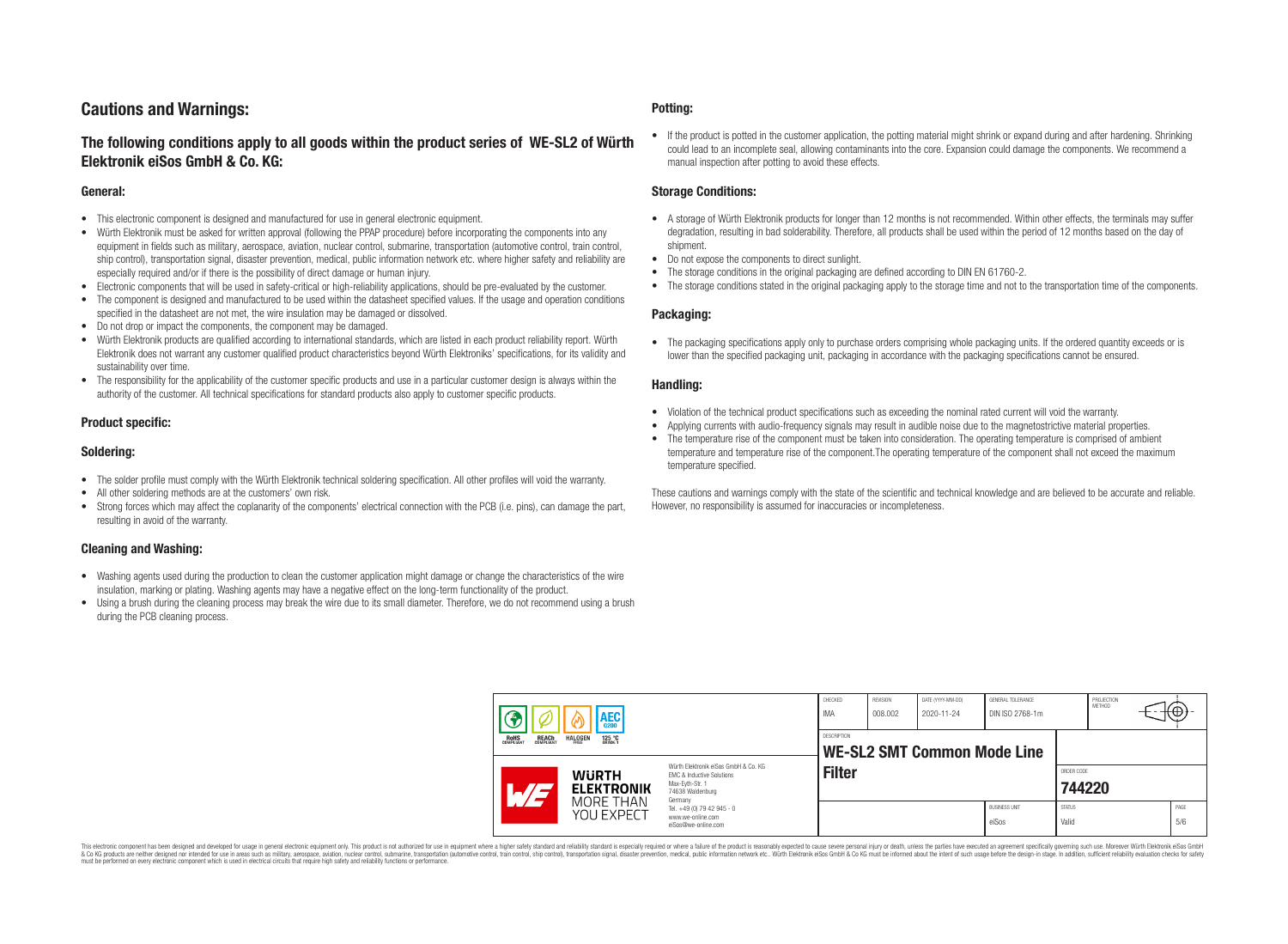# Cautions and Warnings:

## The following conditions apply to all goods within the product series of WE-SL2 of Würth Elektronik eiSos GmbH & Co. KG:

### General:

- This electronic component is designed and manufactured for use in general electronic equipment.
- Würth Elektronik must be asked for written approval (following the PPAP procedure) before incorporating the components into any equipment in fields such as military, aerospace, aviation, nuclear control, submarine, transportation (automotive control, train control, ship control), transportation signal, disaster prevention, medical, public information network etc. where higher safety and reliability are especially required and/or if there is the possibility of direct damage or human injury.
- Electronic components that will be used in safety-critical or high-reliability applications, should be pre-evaluated by the customer.
- The component is designed and manufactured to be used within the datasheet specified values. If the usage and operation conditions specified in the datasheet are not met, the wire insulation may be damaged or dissolved.
- Do not drop or impact the components, the component may be damaged.
- Würth Elektronik products are qualified according to international standards, which are listed in each product reliability report. Würth Elektronik does not warrant any customer qualified product characteristics beyond Würth Elektroniks' specifications, for its validity and sustainability over time.
- The responsibility for the applicability of the customer specific products and use in a particular customer design is always within the authority of the customer. All technical specifications for standard products also apply to customer specific products.

### Product specific:

### Soldering:

- The solder profile must comply with the Würth Elektronik technical soldering specification. All other profiles will void the warranty.
- All other soldering methods are at the customers' own risk.
- Strong forces which may affect the coplanarity of the components' electrical connection with the PCB (i.e. pins), can damage the part, resulting in avoid of the warranty.

### Cleaning and Washing:

- Washing agents used during the production to clean the customer application might damage or change the characteristics of the wire insulation, marking or plating. Washing agents may have a negative effect on the long-term functionality of the product.
- Using a brush during the cleaning process may break the wire due to its small diameter. Therefore, we do not recommend using a brush during the PCB cleaning process.

### Potting:

- If the product is potted in the customer application, the potting material might shrink or expand during and after hardening. Shrinking could lead to an incomplete seal, allowing contaminants into the core. Expansion could damage the components. We recommend a manual inspection after potting to avoid these effects.

### Storage Conditions:

- A storage of Würth Elektronik products for longer than 12 months is not recommended. Within other effects, the terminals may suffer degradation, resulting in bad solderability. Therefore, all products shall be used within the period of 12 months based on the day of shipment.
- Do not expose the components to direct sunlight.
- The storage conditions in the original packaging are defined according to DIN EN 61760-2.
- The storage conditions stated in the original packaging apply to the storage time and not to the transportation time of the components.

### Packaging:

- The packaging specifications apply only to purchase orders comprising whole packaging units. If the ordered quantity exceeds or is lower than the specified packaging unit, packaging in accordance with the packaging specifications cannot be ensured.

### Handling:

- Violation of the technical product specifications such as exceeding the nominal rated current will void the warranty.
- Applying currents with audio-frequency signals may result in audible noise due to the magnetostrictive material properties.
- The temperature rise of the component must be taken into consideration. The operating temperature is comprised of ambient temperature and temperature rise of the component.The operating temperature of the component shall not exceed the maximum temperature specified.

These cautions and warnings comply with the state of the scientific and technical knowledge and are believed to be accurate and reliable. However, no responsibility is assumed for inaccuracies or incompleteness.

| CHECKED | REVISION | DATE (YYYY-MM-DD) | GENERAL TOLERANCE | PROJECTION METHOD |
|---|---|---|---|---|
| IMA | 008.002 | 2020-11-24 | DIN ISO 2768-1m | |

| DESCRIPTION | ORDER CODE | BUSINESS UNIT | STATUS | PAGE |
|---|---|---|---|---|
| WE-SL2 SMT Common Mode Line Filter | 744220 | eiSos | Valid | 5/6 |

Würth Elektronik eiSos GmbH & Co. KG
EMC & Inductive Solutions
Max-Eyth-Str. 1
74638 Waldenburg
Germany
Tel. +49 (0) 79 42 945 - 0
www.we-online.com
eiSos@we-online.com

This electronic component has been designed and developed for usage in general electronic equipment only. This product is not authorized for use in equipment where a higher safety standard and reliability standard is especially required or where a failure of the product is reasonably expected to cause severe personal injury or death, unless the parties have executed an agreement specifically governing such use. Moreover Würth Elektronik eiSos GmbH & Co KG products are neither designed nor intended for use in areas such as military, aerospace, aviation, nuclear control, submarine, transportation (automotive control, train control, ship control), transportation signal, disaster prevention, medical, public information network etc.. Würth Elektronik eiSos GmbH & Co KG must be informed about the intent of such usage before the design-in stage. In addition, sufficient reliability evaluation checks for safety must be performed on every electronic component which is used in electrical circuits that require high safety and reliability functions or performance.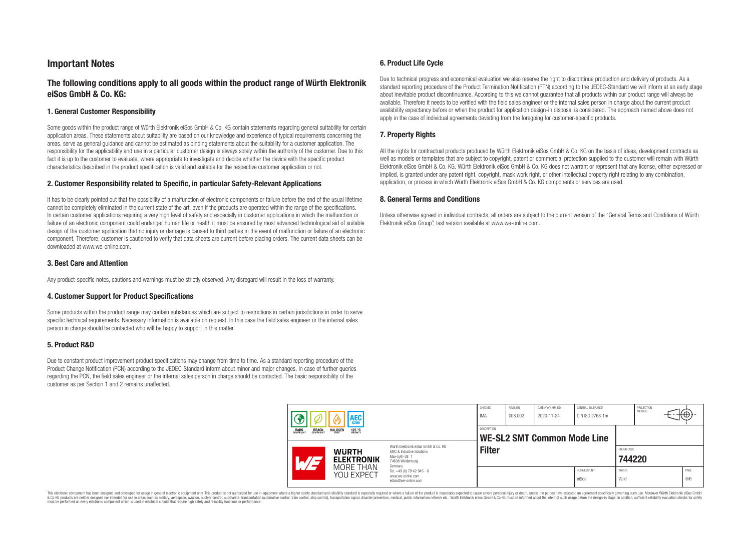# Important Notes

## The following conditions apply to all goods within the product range of Würth Elektronik eiSos GmbH & Co. KG:

### 1. General Customer Responsibility

Some goods within the product range of Würth Elektronik eiSos GmbH & Co. KG contain statements regarding general suitability for certain application areas. These statements about suitability are based on our knowledge and experience of typical requirements concerning the areas, serve as general guidance and cannot be estimated as binding statements about the suitability for a customer application. The responsibility for the applicability and use in a particular customer design is always solely within the authority of the customer. Due to this fact it is up to the customer to evaluate, where appropriate to investigate and decide whether the device with the specific product characteristics described in the product specification is valid and suitable for the respective customer application or not.

### 2. Customer Responsibility related to Specific, in particular Safety-Relevant Applications

It has to be clearly pointed out that the possibility of a malfunction of electronic components or failure before the end of the usual lifetime cannot be completely eliminated in the current state of the art, even if the products are operated within the range of the specifications. In certain customer applications requiring a very high level of safety and especially in customer applications in which the malfunction or failure of an electronic component could endanger human life or health it must be ensured by most advanced technological aid of suitable design of the customer application that no injury or damage is caused to third parties in the event of malfunction or failure of an electronic component. Therefore, customer is cautioned to verify that data sheets are current before placing orders. The current data sheets can be downloaded at www.we-online.com.

### 3. Best Care and Attention

Any product-specific notes, cautions and warnings must be strictly observed. Any disregard will result in the loss of warranty.

### 4. Customer Support for Product Specifications

Some products within the product range may contain substances which are subject to restrictions in certain jurisdictions in order to serve specific technical requirements. Necessary information is available on request. In this case the field sales engineer or the internal sales person in charge should be contacted who will be happy to support in this matter.

### 5. Product R&D

Due to constant product improvement product specifications may change from time to time. As a standard reporting procedure of the Product Change Notification (PCN) according to the JEDEC-Standard inform about minor and major changes. In case of further queries regarding the PCN, the field sales engineer or the internal sales person in charge should be contacted. The basic responsibility of the customer as per Section 1 and 2 remains unaffected.

### 6. Product Life Cycle

Due to technical progress and economical evaluation we also reserve the right to discontinue production and delivery of products. As a standard reporting procedure of the Product Termination Notification (PTN) according to the JEDEC-Standard we will inform at an early stage about inevitable product discontinuance. According to this we cannot guarantee that all products within our product range will always be available. Therefore it needs to be verified with the field sales engineer or the internal sales person in charge about the current product availability expectancy before or when the product for application design-in disposal is considered. The approach named above does not apply in the case of individual agreements deviating from the foregoing for customer-specific products.

### 7. Property Rights

All the rights for contractual products produced by Würth Elektronik eiSos GmbH & Co. KG on the basis of ideas, development contracts as well as models or templates that are subject to copyright, patent or commercial protection supplied to the customer will remain with Würth Elektronik eiSos GmbH & Co. KG. Würth Elektronik eiSos GmbH & Co. KG does not warrant or represent that any license, either expressed or implied, is granted under any patent right, copyright, mask work right, or other intellectual property right relating to any combination, application, or process in which Würth Elektronik eiSos GmbH & Co. KG components or services are used.

### 8. General Terms and Conditions

Unless otherwise agreed in individual contracts, all orders are subject to the current version of the "General Terms and Conditions of Würth Elektronik eiSos Group", last version available at www.we-online.com.

| | | | | | | |
|---|---|---|---|---|---|---|
| RoHS COMPLIANT, REACh COMPLIANT, HALOGEN FREE, AEC-Q200 125 °C GRADE 1 | CHECKED IMA | REVISION 008.002 | DATE (YYYY-MM-DD) 2020-11-24 | GENERAL TOLERANCE DIN ISO 2768-1m | PROJECTION METHOD | |
| | DESCRIPTION **WE-SL2 SMT Common Mode Line Filter** | | | | ORDER CODE **744220** | |
| WÜRTH ELEKTRONIK MORE THAN YOU EXPECT — Würth Elektronik eiSos GmbH & Co. KG, EMC & Inductive Solutions, Max-Eyth-Str. 1, 74638 Waldenburg, Germany, Tel. +49 (0) 79 42 945 - 0, www.we-online.com, eiSos@we-online.com | | | | BUSINESS UNIT eiSos | STATUS Valid | PAGE 6/6 |

This electronic component has been designed and developed for usage in general electronic equipment only. This product is not authorized for use in equipment where a higher safety standard and reliability standard is especially required or where a failure of the product is reasonably expected to cause severe personal injury or death, unless the parties have executed an agreement specifically governing such use. Moreover Würth Elektronik eiSos GmbH & Co KG products are neither designed nor intended for use in areas such as military, aerospace, aviation, nuclear control, submarine, transportation (automotive control, train control, ship control), transportation signal, disaster prevention, medical, public information network etc.. Würth Elektronik eiSos GmbH & Co KG must be informed about the intent of such usage before the design-in stage. In addition, sufficient reliability evaluation checks for safety must be performed on every electronic component which is used in electrical circuits that require high safety and reliability functions or performance.